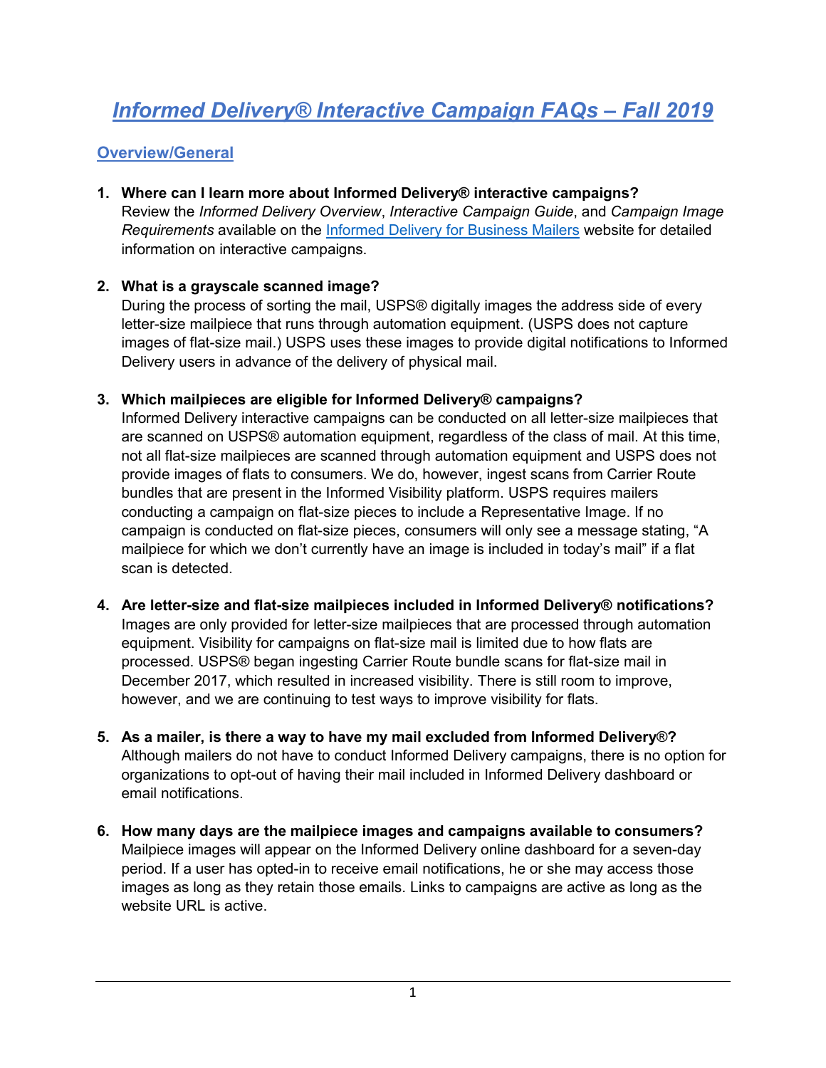# *Informed Delivery® Interactive Campaign FAQs – Fall 2019*

## Overview/General

1. **Where can I learn more about Informed Delivery® interactive campaigns?**
   Review the *Informed Delivery Overview*, *Interactive Campaign Guide*, and *Campaign Image Requirements* available on the Informed Delivery for Business Mailers website for detailed information on interactive campaigns.

2. **What is a grayscale scanned image?**
   During the process of sorting the mail, USPS® digitally images the address side of every letter-size mailpiece that runs through automation equipment. (USPS does not capture images of flat-size mail.) USPS uses these images to provide digital notifications to Informed Delivery users in advance of the delivery of physical mail.

3. **Which mailpieces are eligible for Informed Delivery® campaigns?**
   Informed Delivery interactive campaigns can be conducted on all letter-size mailpieces that are scanned on USPS® automation equipment, regardless of the class of mail. At this time, not all flat-size mailpieces are scanned through automation equipment and USPS does not provide images of flats to consumers. We do, however, ingest scans from Carrier Route bundles that are present in the Informed Visibility platform. USPS requires mailers conducting a campaign on flat-size pieces to include a Representative Image. If no campaign is conducted on flat-size pieces, consumers will only see a message stating, "A mailpiece for which we don't currently have an image is included in today's mail" if a flat scan is detected.

4. **Are letter-size and flat-size mailpieces included in Informed Delivery® notifications?**
   Images are only provided for letter-size mailpieces that are processed through automation equipment. Visibility for campaigns on flat-size mail is limited due to how flats are processed. USPS® began ingesting Carrier Route bundle scans for flat-size mail in December 2017, which resulted in increased visibility. There is still room to improve, however, and we are continuing to test ways to improve visibility for flats.

5. **As a mailer, is there a way to have my mail excluded from Informed Delivery®?**
   Although mailers do not have to conduct Informed Delivery campaigns, there is no option for organizations to opt-out of having their mail included in Informed Delivery dashboard or email notifications.

6. **How many days are the mailpiece images and campaigns available to consumers?**
   Mailpiece images will appear on the Informed Delivery online dashboard for a seven-day period. If a user has opted-in to receive email notifications, he or she may access those images as long as they retain those emails. Links to campaigns are active as long as the website URL is active.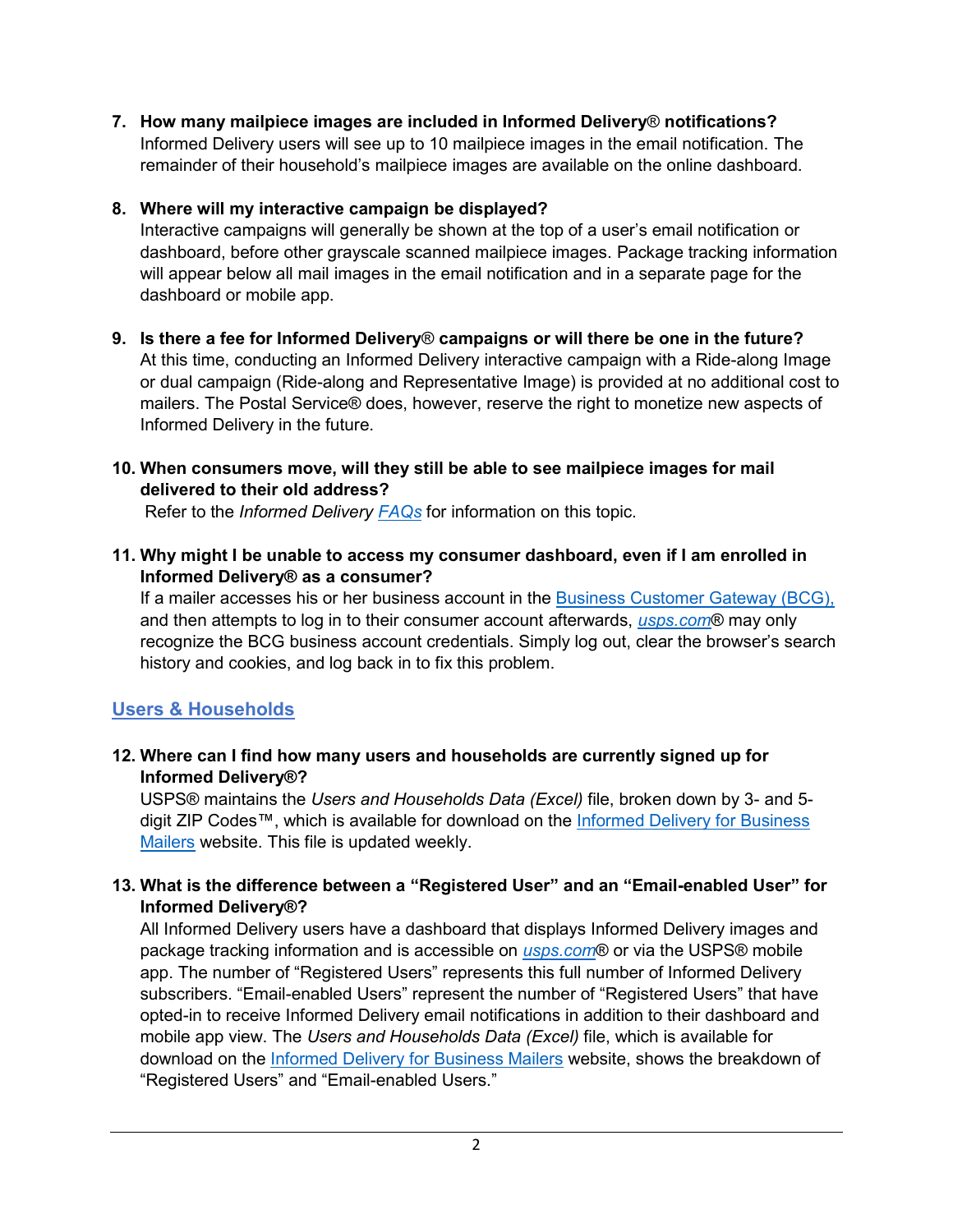7. **How many mailpiece images are included in Informed Delivery® notifications?**
   Informed Delivery users will see up to 10 mailpiece images in the email notification. The remainder of their household's mailpiece images are available on the online dashboard.

8. **Where will my interactive campaign be displayed?**
   Interactive campaigns will generally be shown at the top of a user's email notification or dashboard, before other grayscale scanned mailpiece images. Package tracking information will appear below all mail images in the email notification and in a separate page for the dashboard or mobile app.

9. **Is there a fee for Informed Delivery® campaigns or will there be one in the future?**
   At this time, conducting an Informed Delivery interactive campaign with a Ride-along Image or dual campaign (Ride-along and Representative Image) is provided at no additional cost to mailers. The Postal Service® does, however, reserve the right to monetize new aspects of Informed Delivery in the future.

10. **When consumers move, will they still be able to see mailpiece images for mail delivered to their old address?**
    Refer to the *Informed Delivery* *FAQs* for information on this topic.

11. **Why might I be unable to access my consumer dashboard, even if I am enrolled in Informed Delivery® as a consumer?**
    If a mailer accesses his or her business account in the Business Customer Gateway (BCG), and then attempts to log in to their consumer account afterwards, *usps.com*® may only recognize the BCG business account credentials. Simply log out, clear the browser's search history and cookies, and log back in to fix this problem.

## Users & Households

12. **Where can I find how many users and households are currently signed up for Informed Delivery®?**
    USPS® maintains the *Users and Households Data (Excel)* file, broken down by 3- and 5-digit ZIP Codes™, which is available for download on the Informed Delivery for Business Mailers website. This file is updated weekly.

13. **What is the difference between a "Registered User" and an "Email-enabled User" for Informed Delivery®?**
    All Informed Delivery users have a dashboard that displays Informed Delivery images and package tracking information and is accessible on *usps.com*® or via the USPS® mobile app. The number of "Registered Users" represents this full number of Informed Delivery subscribers. "Email-enabled Users" represent the number of "Registered Users" that have opted-in to receive Informed Delivery email notifications in addition to their dashboard and mobile app view. The *Users and Households Data (Excel)* file, which is available for download on the Informed Delivery for Business Mailers website, shows the breakdown of "Registered Users" and "Email-enabled Users."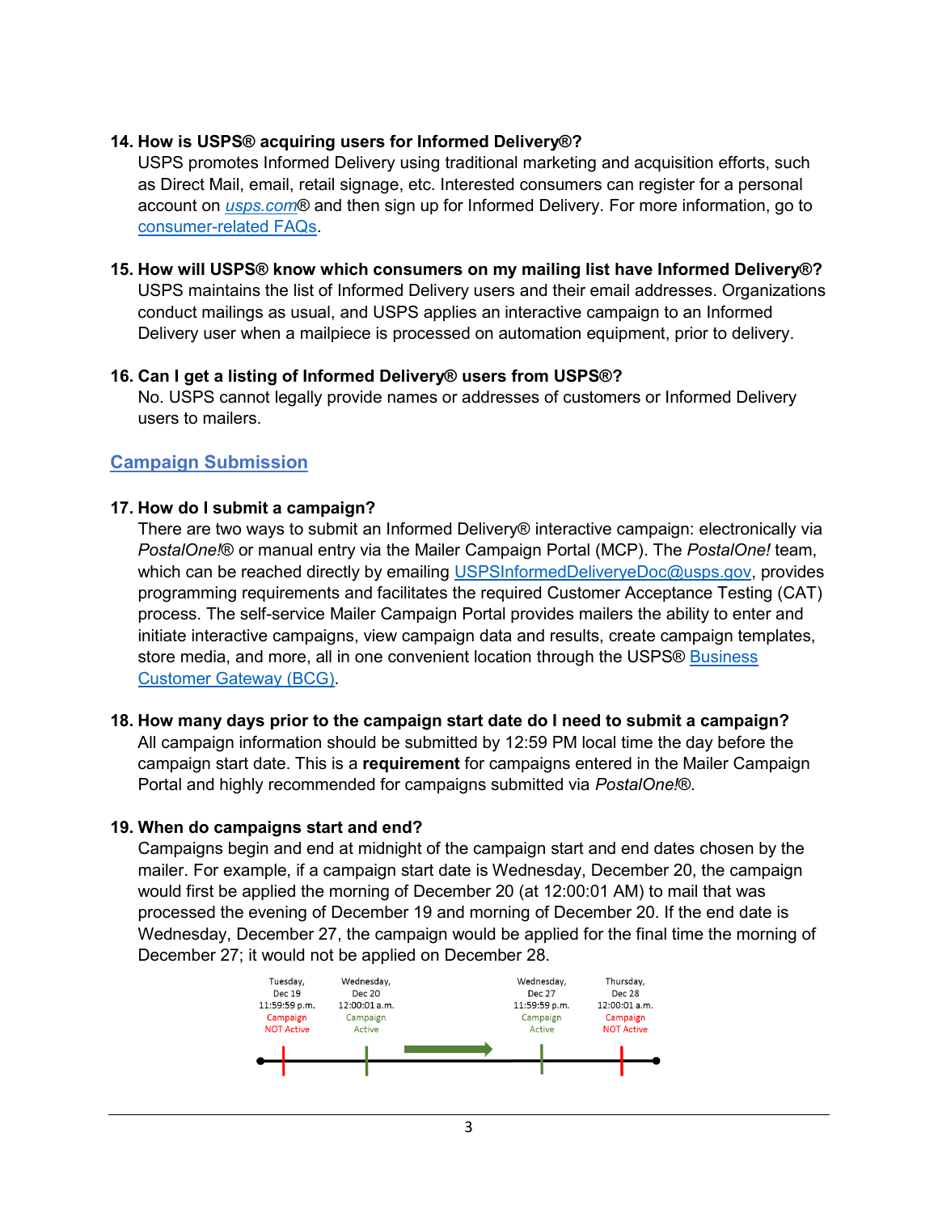**14. How is USPS® acquiring users for Informed Delivery®?**

USPS promotes Informed Delivery using traditional marketing and acquisition efforts, such as Direct Mail, email, retail signage, etc. Interested consumers can register for a personal account on *usps.com*® and then sign up for Informed Delivery. For more information, go to consumer-related FAQs.

**15. How will USPS® know which consumers on my mailing list have Informed Delivery®?**

USPS maintains the list of Informed Delivery users and their email addresses. Organizations conduct mailings as usual, and USPS applies an interactive campaign to an Informed Delivery user when a mailpiece is processed on automation equipment, prior to delivery.

**16. Can I get a listing of Informed Delivery® users from USPS®?**

No. USPS cannot legally provide names or addresses of customers or Informed Delivery users to mailers.

## Campaign Submission

**17. How do I submit a campaign?**

There are two ways to submit an Informed Delivery® interactive campaign: electronically via *PostalOne!*® or manual entry via the Mailer Campaign Portal (MCP). The *PostalOne!* team, which can be reached directly by emailing USPSInformedDeliveryeDoc@usps.gov, provides programming requirements and facilitates the required Customer Acceptance Testing (CAT) process. The self-service Mailer Campaign Portal provides mailers the ability to enter and initiate interactive campaigns, view campaign data and results, create campaign templates, store media, and more, all in one convenient location through the USPS® Business Customer Gateway (BCG).

**18. How many days prior to the campaign start date do I need to submit a campaign?**

All campaign information should be submitted by 12:59 PM local time the day before the campaign start date. This is a **requirement** for campaigns entered in the Mailer Campaign Portal and highly recommended for campaigns submitted via *PostalOne!*®.

**19. When do campaigns start and end?**

Campaigns begin and end at midnight of the campaign start and end dates chosen by the mailer. For example, if a campaign start date is Wednesday, December 20, the campaign would first be applied the morning of December 20 (at 12:00:01 AM) to mail that was processed the evening of December 19 and morning of December 20. If the end date is Wednesday, December 27, the campaign would be applied for the final time the morning of December 27; it would not be applied on December 28.

| Tuesday, Dec 19 11:59:59 p.m. | Wednesday, Dec 20 12:00:01 a.m. | Wednesday, Dec 27 11:59:59 p.m. | Thursday, Dec 28 12:00:01 a.m. |
|---|---|---|---|
| Campaign NOT Active | Campaign Active | Campaign Active | Campaign NOT Active |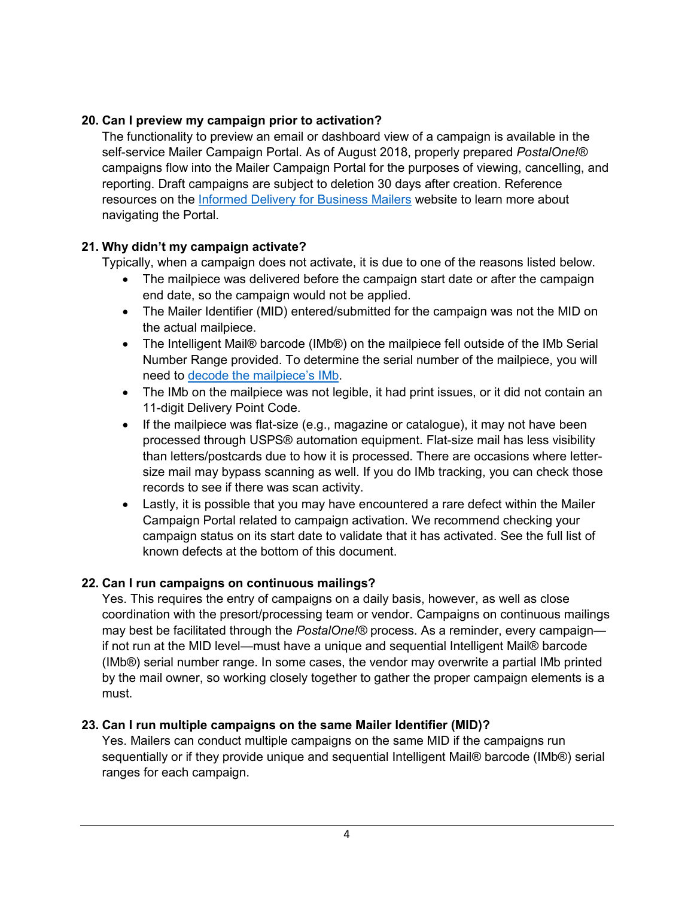**20. Can I preview my campaign prior to activation?**

The functionality to preview an email or dashboard view of a campaign is available in the self-service Mailer Campaign Portal. As of August 2018, properly prepared *PostalOne!*® campaigns flow into the Mailer Campaign Portal for the purposes of viewing, cancelling, and reporting. Draft campaigns are subject to deletion 30 days after creation. Reference resources on the Informed Delivery for Business Mailers website to learn more about navigating the Portal.

**21. Why didn't my campaign activate?**

Typically, when a campaign does not activate, it is due to one of the reasons listed below.

- The mailpiece was delivered before the campaign start date or after the campaign end date, so the campaign would not be applied.
- The Mailer Identifier (MID) entered/submitted for the campaign was not the MID on the actual mailpiece.
- The Intelligent Mail® barcode (IMb®) on the mailpiece fell outside of the IMb Serial Number Range provided. To determine the serial number of the mailpiece, you will need to decode the mailpiece's IMb.
- The IMb on the mailpiece was not legible, it had print issues, or it did not contain an 11-digit Delivery Point Code.
- If the mailpiece was flat-size (e.g., magazine or catalogue), it may not have been processed through USPS® automation equipment. Flat-size mail has less visibility than letters/postcards due to how it is processed. There are occasions where letter-size mail may bypass scanning as well. If you do IMb tracking, you can check those records to see if there was scan activity.
- Lastly, it is possible that you may have encountered a rare defect within the Mailer Campaign Portal related to campaign activation. We recommend checking your campaign status on its start date to validate that it has activated. See the full list of known defects at the bottom of this document.

**22. Can I run campaigns on continuous mailings?**

Yes. This requires the entry of campaigns on a daily basis, however, as well as close coordination with the presort/processing team or vendor. Campaigns on continuous mailings may best be facilitated through the *PostalOne!*® process. As a reminder, every campaign—if not run at the MID level—must have a unique and sequential Intelligent Mail® barcode (IMb®) serial number range. In some cases, the vendor may overwrite a partial IMb printed by the mail owner, so working closely together to gather the proper campaign elements is a must.

**23. Can I run multiple campaigns on the same Mailer Identifier (MID)?**

Yes. Mailers can conduct multiple campaigns on the same MID if the campaigns run sequentially or if they provide unique and sequential Intelligent Mail® barcode (IMb®) serial ranges for each campaign.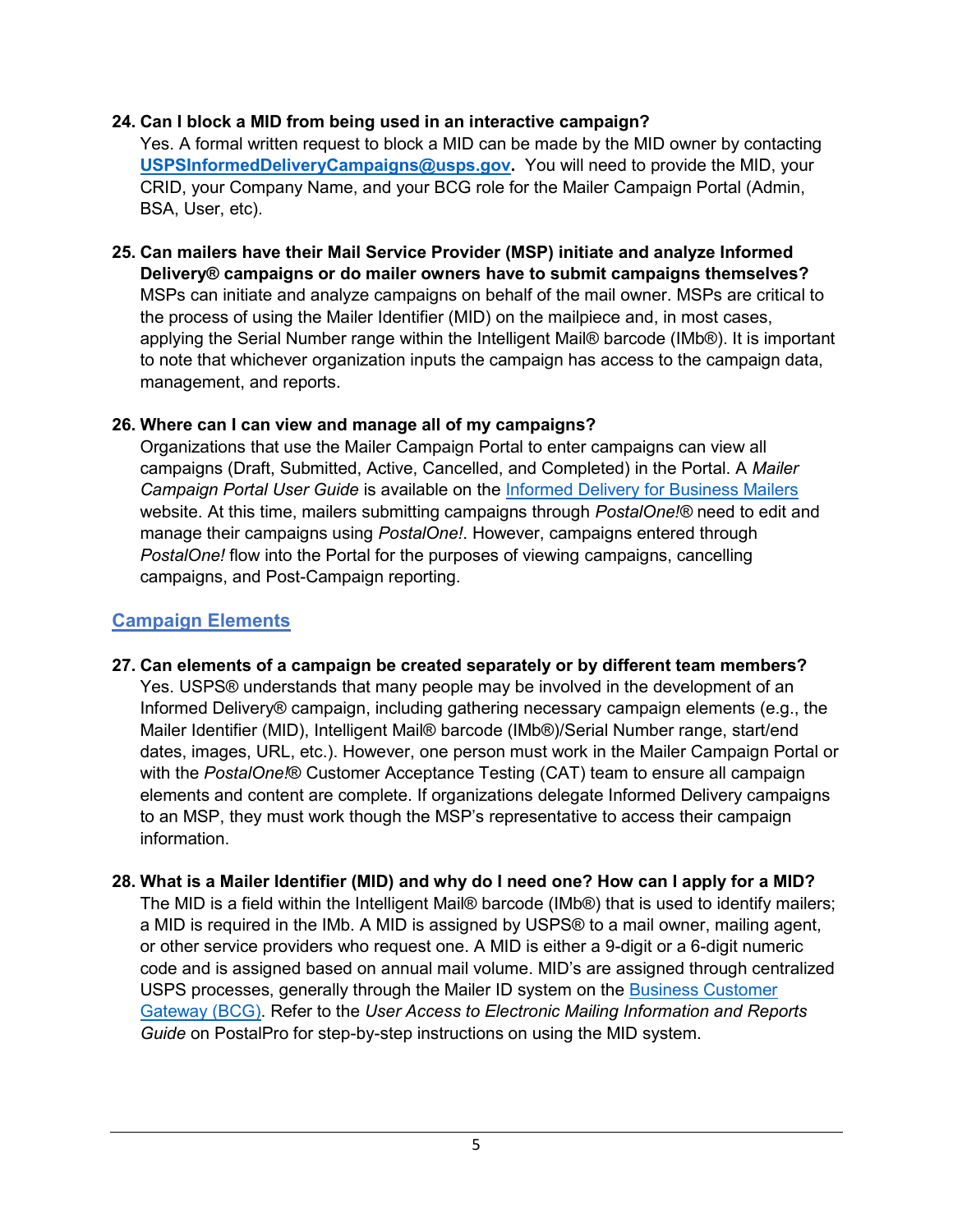**24. Can I block a MID from being used in an interactive campaign?**

Yes. A formal written request to block a MID can be made by the MID owner by contacting **USPSInformedDeliveryCampaigns@usps.gov.** You will need to provide the MID, your CRID, your Company Name, and your BCG role for the Mailer Campaign Portal (Admin, BSA, User, etc).

**25. Can mailers have their Mail Service Provider (MSP) initiate and analyze Informed Delivery® campaigns or do mailer owners have to submit campaigns themselves?**

MSPs can initiate and analyze campaigns on behalf of the mail owner. MSPs are critical to the process of using the Mailer Identifier (MID) on the mailpiece and, in most cases, applying the Serial Number range within the Intelligent Mail® barcode (IMb®). It is important to note that whichever organization inputs the campaign has access to the campaign data, management, and reports.

**26. Where can I can view and manage all of my campaigns?**

Organizations that use the Mailer Campaign Portal to enter campaigns can view all campaigns (Draft, Submitted, Active, Cancelled, and Completed) in the Portal. A *Mailer Campaign Portal User Guide* is available on the Informed Delivery for Business Mailers website. At this time, mailers submitting campaigns through *PostalOne!*® need to edit and manage their campaigns using *PostalOne!*. However, campaigns entered through *PostalOne!* flow into the Portal for the purposes of viewing campaigns, cancelling campaigns, and Post-Campaign reporting.

## Campaign Elements

**27. Can elements of a campaign be created separately or by different team members?**

Yes. USPS® understands that many people may be involved in the development of an Informed Delivery® campaign, including gathering necessary campaign elements (e.g., the Mailer Identifier (MID), Intelligent Mail® barcode (IMb®)/Serial Number range, start/end dates, images, URL, etc.). However, one person must work in the Mailer Campaign Portal or with the *PostalOne!*® Customer Acceptance Testing (CAT) team to ensure all campaign elements and content are complete. If organizations delegate Informed Delivery campaigns to an MSP, they must work though the MSP's representative to access their campaign information.

**28. What is a Mailer Identifier (MID) and why do I need one? How can I apply for a MID?**

The MID is a field within the Intelligent Mail® barcode (IMb®) that is used to identify mailers; a MID is required in the IMb. A MID is assigned by USPS® to a mail owner, mailing agent, or other service providers who request one. A MID is either a 9-digit or a 6-digit numeric code and is assigned based on annual mail volume. MID's are assigned through centralized USPS processes, generally through the Mailer ID system on the Business Customer Gateway (BCG). Refer to the *User Access to Electronic Mailing Information and Reports Guide* on PostalPro for step-by-step instructions on using the MID system.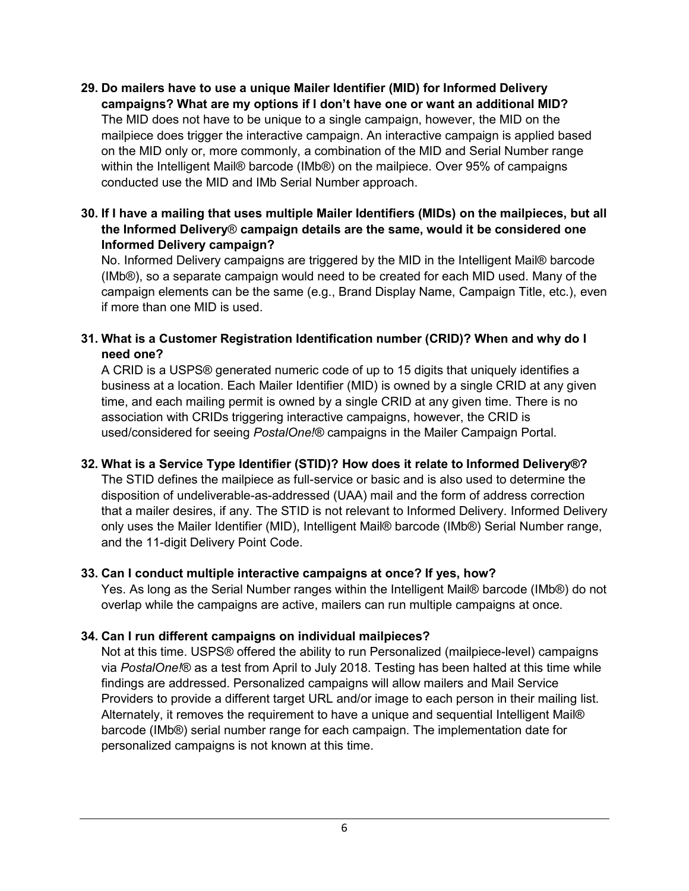**29. Do mailers have to use a unique Mailer Identifier (MID) for Informed Delivery campaigns? What are my options if I don't have one or want an additional MID?**

The MID does not have to be unique to a single campaign, however, the MID on the mailpiece does trigger the interactive campaign. An interactive campaign is applied based on the MID only or, more commonly, a combination of the MID and Serial Number range within the Intelligent Mail® barcode (IMb®) on the mailpiece. Over 95% of campaigns conducted use the MID and IMb Serial Number approach.

**30. If I have a mailing that uses multiple Mailer Identifiers (MIDs) on the mailpieces, but all the Informed Delivery® campaign details are the same, would it be considered one Informed Delivery campaign?**

No. Informed Delivery campaigns are triggered by the MID in the Intelligent Mail® barcode (IMb®), so a separate campaign would need to be created for each MID used. Many of the campaign elements can be the same (e.g., Brand Display Name, Campaign Title, etc.), even if more than one MID is used.

**31. What is a Customer Registration Identification number (CRID)? When and why do I need one?**

A CRID is a USPS® generated numeric code of up to 15 digits that uniquely identifies a business at a location. Each Mailer Identifier (MID) is owned by a single CRID at any given time, and each mailing permit is owned by a single CRID at any given time. There is no association with CRIDs triggering interactive campaigns, however, the CRID is used/considered for seeing *PostalOne!*® campaigns in the Mailer Campaign Portal.

**32. What is a Service Type Identifier (STID)? How does it relate to Informed Delivery®?**

The STID defines the mailpiece as full-service or basic and is also used to determine the disposition of undeliverable-as-addressed (UAA) mail and the form of address correction that a mailer desires, if any. The STID is not relevant to Informed Delivery. Informed Delivery only uses the Mailer Identifier (MID), Intelligent Mail® barcode (IMb®) Serial Number range, and the 11-digit Delivery Point Code.

**33. Can I conduct multiple interactive campaigns at once? If yes, how?**

Yes. As long as the Serial Number ranges within the Intelligent Mail® barcode (IMb®) do not overlap while the campaigns are active, mailers can run multiple campaigns at once.

**34. Can I run different campaigns on individual mailpieces?**

Not at this time. USPS® offered the ability to run Personalized (mailpiece-level) campaigns via *PostalOne!*® as a test from April to July 2018. Testing has been halted at this time while findings are addressed. Personalized campaigns will allow mailers and Mail Service Providers to provide a different target URL and/or image to each person in their mailing list. Alternately, it removes the requirement to have a unique and sequential Intelligent Mail® barcode (IMb®) serial number range for each campaign. The implementation date for personalized campaigns is not known at this time.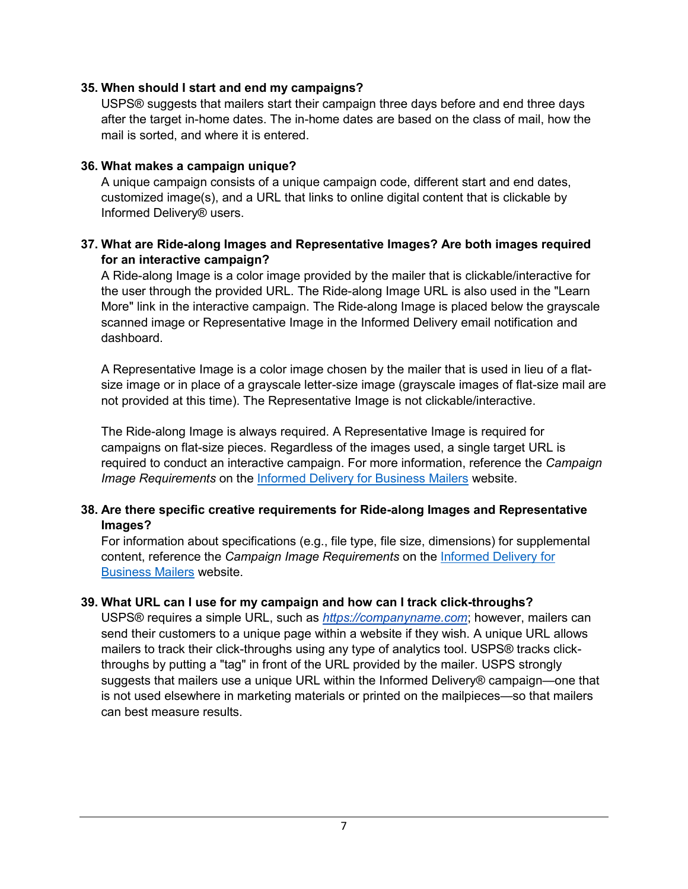**35. When should I start and end my campaigns?**

USPS® suggests that mailers start their campaign three days before and end three days after the target in-home dates. The in-home dates are based on the class of mail, how the mail is sorted, and where it is entered.

**36. What makes a campaign unique?**

A unique campaign consists of a unique campaign code, different start and end dates, customized image(s), and a URL that links to online digital content that is clickable by Informed Delivery® users.

**37. What are Ride-along Images and Representative Images? Are both images required for an interactive campaign?**

A Ride-along Image is a color image provided by the mailer that is clickable/interactive for the user through the provided URL. The Ride-along Image URL is also used in the "Learn More" link in the interactive campaign. The Ride-along Image is placed below the grayscale scanned image or Representative Image in the Informed Delivery email notification and dashboard.

A Representative Image is a color image chosen by the mailer that is used in lieu of a flat-size image or in place of a grayscale letter-size image (grayscale images of flat-size mail are not provided at this time). The Representative Image is not clickable/interactive.

The Ride-along Image is always required. A Representative Image is required for campaigns on flat-size pieces. Regardless of the images used, a single target URL is required to conduct an interactive campaign. For more information, reference the *Campaign Image Requirements* on the Informed Delivery for Business Mailers website.

**38. Are there specific creative requirements for Ride-along Images and Representative Images?**

For information about specifications (e.g., file type, file size, dimensions) for supplemental content, reference the *Campaign Image Requirements* on the Informed Delivery for Business Mailers website.

**39. What URL can I use for my campaign and how can I track click-throughs?**

USPS® requires a simple URL, such as *https://companyname.com*; however, mailers can send their customers to a unique page within a website if they wish. A unique URL allows mailers to track their click-throughs using any type of analytics tool. USPS® tracks click-throughs by putting a "tag" in front of the URL provided by the mailer. USPS strongly suggests that mailers use a unique URL within the Informed Delivery® campaign—one that is not used elsewhere in marketing materials or printed on the mailpieces—so that mailers can best measure results.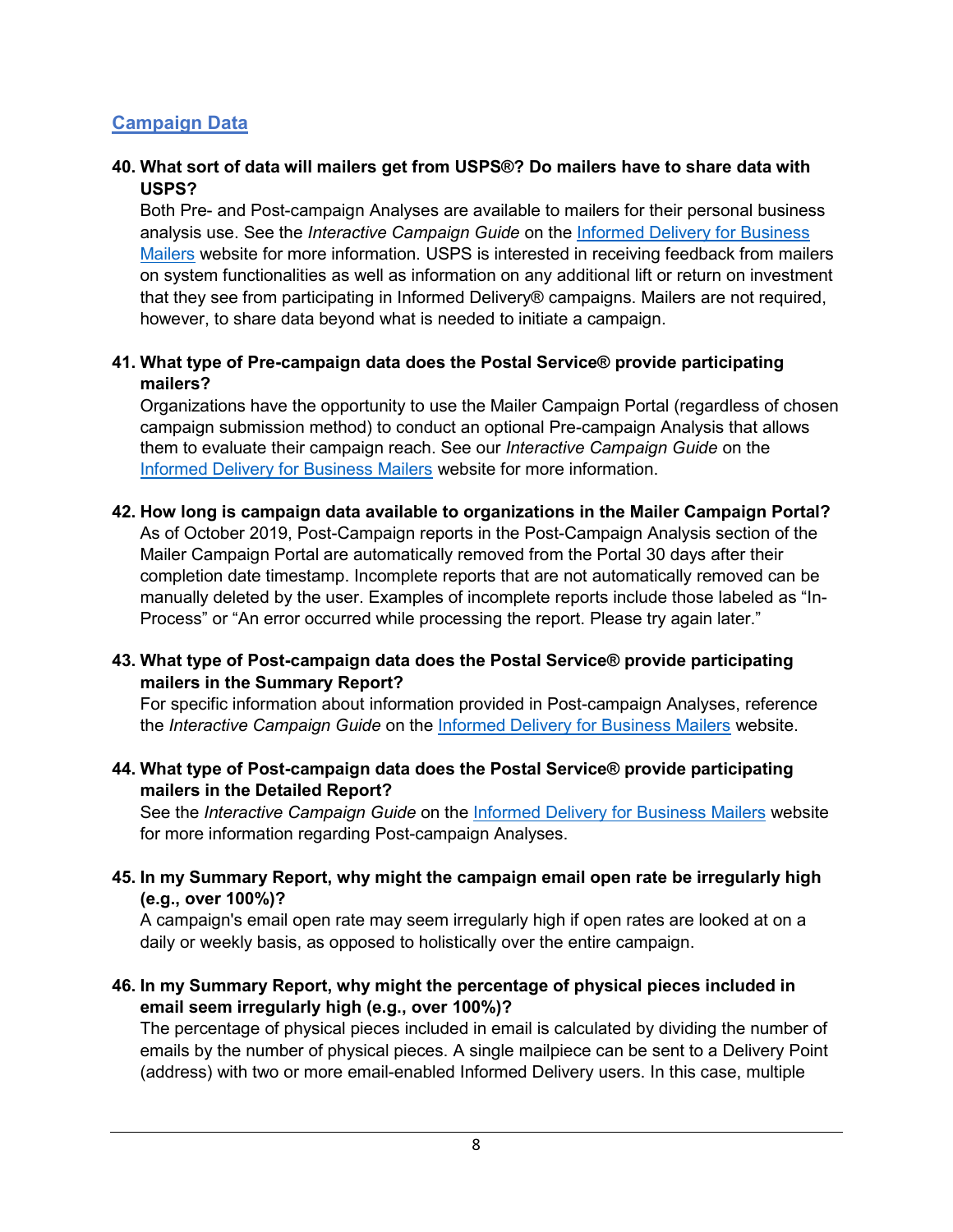## Campaign Data

**40. What sort of data will mailers get from USPS®? Do mailers have to share data with USPS?**

Both Pre- and Post-campaign Analyses are available to mailers for their personal business analysis use. See the *Interactive Campaign Guide* on the [Informed Delivery for Business Mailers]() website for more information. USPS is interested in receiving feedback from mailers on system functionalities as well as information on any additional lift or return on investment that they see from participating in Informed Delivery® campaigns. Mailers are not required, however, to share data beyond what is needed to initiate a campaign.

**41. What type of Pre-campaign data does the Postal Service® provide participating mailers?**

Organizations have the opportunity to use the Mailer Campaign Portal (regardless of chosen campaign submission method) to conduct an optional Pre-campaign Analysis that allows them to evaluate their campaign reach. See our *Interactive Campaign Guide* on the [Informed Delivery for Business Mailers]() website for more information.

**42. How long is campaign data available to organizations in the Mailer Campaign Portal?**

As of October 2019, Post-Campaign reports in the Post-Campaign Analysis section of the Mailer Campaign Portal are automatically removed from the Portal 30 days after their completion date timestamp. Incomplete reports that are not automatically removed can be manually deleted by the user. Examples of incomplete reports include those labeled as "In-Process" or "An error occurred while processing the report. Please try again later."

**43. What type of Post-campaign data does the Postal Service® provide participating mailers in the Summary Report?**

For specific information about information provided in Post-campaign Analyses, reference the *Interactive Campaign Guide* on the [Informed Delivery for Business Mailers]() website.

**44. What type of Post-campaign data does the Postal Service® provide participating mailers in the Detailed Report?**

See the *Interactive Campaign Guide* on the [Informed Delivery for Business Mailers]() website for more information regarding Post-campaign Analyses.

**45. In my Summary Report, why might the campaign email open rate be irregularly high (e.g., over 100%)?**

A campaign's email open rate may seem irregularly high if open rates are looked at on a daily or weekly basis, as opposed to holistically over the entire campaign.

**46. In my Summary Report, why might the percentage of physical pieces included in email seem irregularly high (e.g., over 100%)?**

The percentage of physical pieces included in email is calculated by dividing the number of emails by the number of physical pieces. A single mailpiece can be sent to a Delivery Point (address) with two or more email-enabled Informed Delivery users. In this case, multiple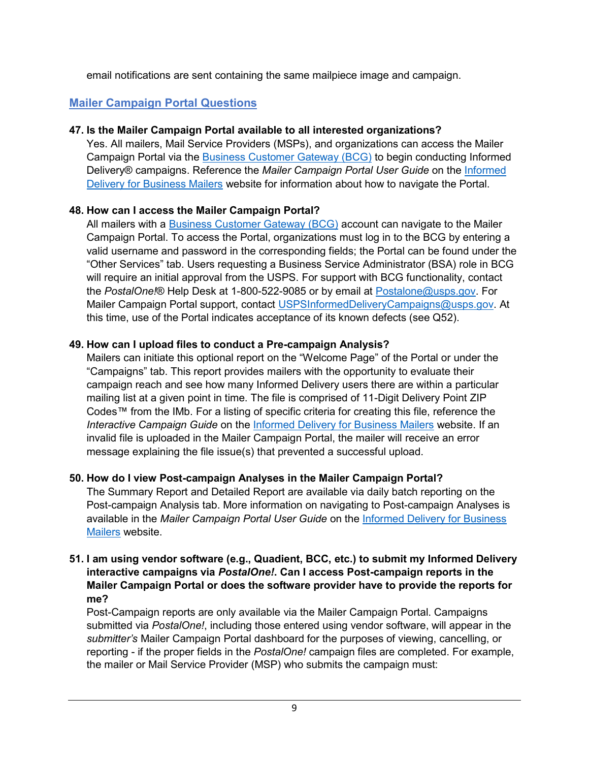email notifications are sent containing the same mailpiece image and campaign.

## Mailer Campaign Portal Questions

**47. Is the Mailer Campaign Portal available to all interested organizations?**

Yes. All mailers, Mail Service Providers (MSPs), and organizations can access the Mailer Campaign Portal via the Business Customer Gateway (BCG) to begin conducting Informed Delivery® campaigns. Reference the *Mailer Campaign Portal User Guide* on the Informed Delivery for Business Mailers website for information about how to navigate the Portal.

**48. How can I access the Mailer Campaign Portal?**

All mailers with a Business Customer Gateway (BCG) account can navigate to the Mailer Campaign Portal. To access the Portal, organizations must log in to the BCG by entering a valid username and password in the corresponding fields; the Portal can be found under the "Other Services" tab. Users requesting a Business Service Administrator (BSA) role in BCG will require an initial approval from the USPS. For support with BCG functionality, contact the *PostalOne!*® Help Desk at 1-800-522-9085 or by email at Postalone@usps.gov. For Mailer Campaign Portal support, contact USPSInformedDeliveryCampaigns@usps.gov. At this time, use of the Portal indicates acceptance of its known defects (see Q52).

**49. How can I upload files to conduct a Pre-campaign Analysis?**

Mailers can initiate this optional report on the "Welcome Page" of the Portal or under the "Campaigns" tab. This report provides mailers with the opportunity to evaluate their campaign reach and see how many Informed Delivery users there are within a particular mailing list at a given point in time. The file is comprised of 11-Digit Delivery Point ZIP Codes™ from the IMb. For a listing of specific criteria for creating this file, reference the *Interactive Campaign Guide* on the Informed Delivery for Business Mailers website. If an invalid file is uploaded in the Mailer Campaign Portal, the mailer will receive an error message explaining the file issue(s) that prevented a successful upload.

**50. How do I view Post-campaign Analyses in the Mailer Campaign Portal?**

The Summary Report and Detailed Report are available via daily batch reporting on the Post-campaign Analysis tab. More information on navigating to Post-campaign Analyses is available in the *Mailer Campaign Portal User Guide* on the Informed Delivery for Business Mailers website.

**51. I am using vendor software (e.g., Quadient, BCC, etc.) to submit my Informed Delivery interactive campaigns via *PostalOne!*. Can I access Post-campaign reports in the Mailer Campaign Portal or does the software provider have to provide the reports for me?**

Post-Campaign reports are only available via the Mailer Campaign Portal. Campaigns submitted via *PostalOne!*, including those entered using vendor software, will appear in the *submitter's* Mailer Campaign Portal dashboard for the purposes of viewing, cancelling, or reporting - if the proper fields in the *PostalOne!* campaign files are completed. For example, the mailer or Mail Service Provider (MSP) who submits the campaign must: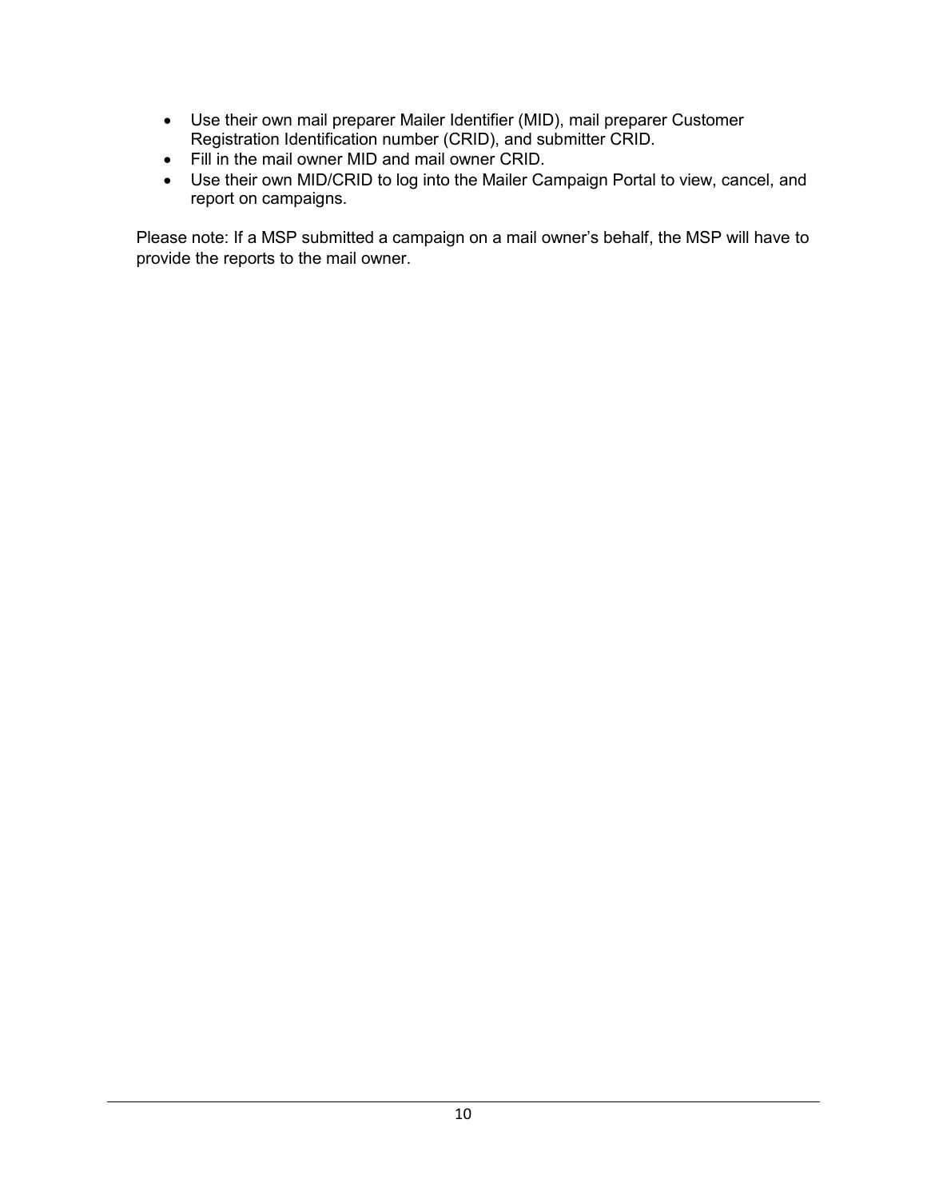- Use their own mail preparer Mailer Identifier (MID), mail preparer Customer Registration Identification number (CRID), and submitter CRID.
- Fill in the mail owner MID and mail owner CRID.
- Use their own MID/CRID to log into the Mailer Campaign Portal to view, cancel, and report on campaigns.

Please note: If a MSP submitted a campaign on a mail owner's behalf, the MSP will have to provide the reports to the mail owner.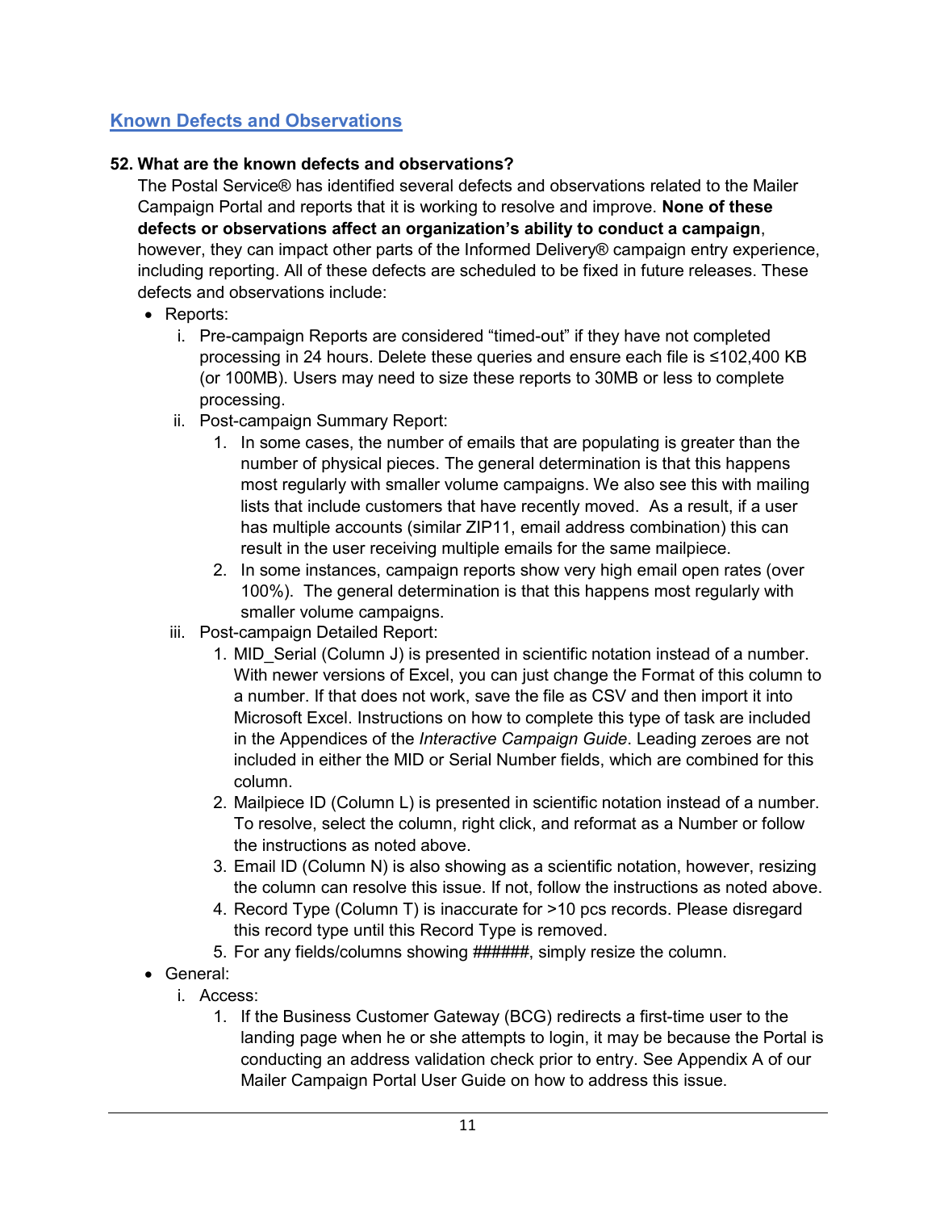## [Known Defects and Observations]

**52. What are the known defects and observations?**

The Postal Service® has identified several defects and observations related to the Mailer Campaign Portal and reports that it is working to resolve and improve. **None of these defects or observations affect an organization's ability to conduct a campaign**, however, they can impact other parts of the Informed Delivery® campaign entry experience, including reporting. All of these defects are scheduled to be fixed in future releases. These defects and observations include:

- Reports:
  - i. Pre-campaign Reports are considered "timed-out" if they have not completed processing in 24 hours. Delete these queries and ensure each file is ≤102,400 KB (or 100MB). Users may need to size these reports to 30MB or less to complete processing.
  - ii. Post-campaign Summary Report:
    1. In some cases, the number of emails that are populating is greater than the number of physical pieces. The general determination is that this happens most regularly with smaller volume campaigns. We also see this with mailing lists that include customers that have recently moved. As a result, if a user has multiple accounts (similar ZIP11, email address combination) this can result in the user receiving multiple emails for the same mailpiece.
    2. In some instances, campaign reports show very high email open rates (over 100%). The general determination is that this happens most regularly with smaller volume campaigns.
  - iii. Post-campaign Detailed Report:
    1. MID_Serial (Column J) is presented in scientific notation instead of a number. With newer versions of Excel, you can just change the Format of this column to a number. If that does not work, save the file as CSV and then import it into Microsoft Excel. Instructions on how to complete this type of task are included in the Appendices of the *Interactive Campaign Guide*. Leading zeroes are not included in either the MID or Serial Number fields, which are combined for this column.
    2. Mailpiece ID (Column L) is presented in scientific notation instead of a number. To resolve, select the column, right click, and reformat as a Number or follow the instructions as noted above.
    3. Email ID (Column N) is also showing as a scientific notation, however, resizing the column can resolve this issue. If not, follow the instructions as noted above.
    4. Record Type (Column T) is inaccurate for >10 pcs records. Please disregard this record type until this Record Type is removed.
    5. For any fields/columns showing ######, simply resize the column.
- General:
  - i. Access:
    1. If the Business Customer Gateway (BCG) redirects a first-time user to the landing page when he or she attempts to login, it may be because the Portal is conducting an address validation check prior to entry. See Appendix A of our Mailer Campaign Portal User Guide on how to address this issue.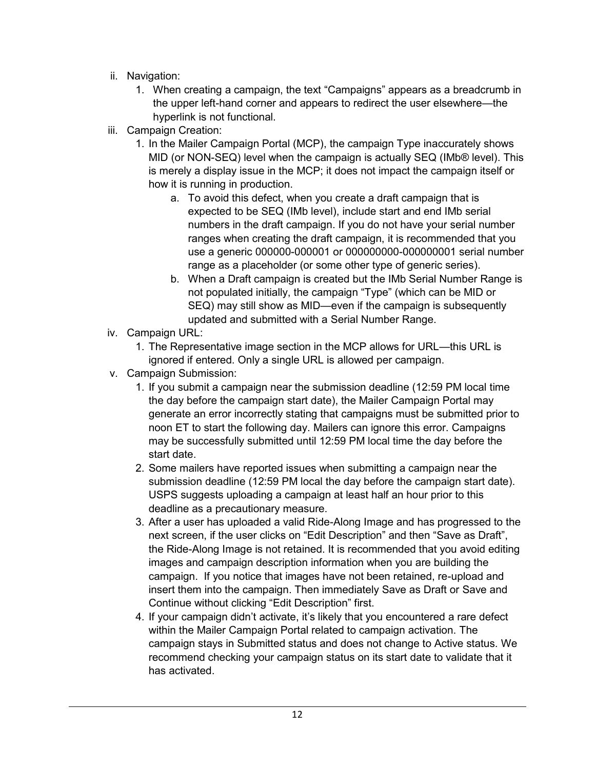ii. Navigation:
   1. When creating a campaign, the text “Campaigns” appears as a breadcrumb in the upper left-hand corner and appears to redirect the user elsewhere—the hyperlink is not functional.

iii. Campaign Creation:
   1. In the Mailer Campaign Portal (MCP), the campaign Type inaccurately shows MID (or NON-SEQ) level when the campaign is actually SEQ (IMb® level). This is merely a display issue in the MCP; it does not impact the campaign itself or how it is running in production.
      a. To avoid this defect, when you create a draft campaign that is expected to be SEQ (IMb level), include start and end IMb serial numbers in the draft campaign. If you do not have your serial number ranges when creating the draft campaign, it is recommended that you use a generic 000000-000001 or 000000000-000000001 serial number range as a placeholder (or some other type of generic series).
      b. When a Draft campaign is created but the IMb Serial Number Range is not populated initially, the campaign “Type” (which can be MID or SEQ) may still show as MID—even if the campaign is subsequently updated and submitted with a Serial Number Range.

iv. Campaign URL:
   1. The Representative image section in the MCP allows for URL—this URL is ignored if entered. Only a single URL is allowed per campaign.

v. Campaign Submission:
   1. If you submit a campaign near the submission deadline (12:59 PM local time the day before the campaign start date), the Mailer Campaign Portal may generate an error incorrectly stating that campaigns must be submitted prior to noon ET to start the following day. Mailers can ignore this error. Campaigns may be successfully submitted until 12:59 PM local time the day before the start date.
   2. Some mailers have reported issues when submitting a campaign near the submission deadline (12:59 PM local the day before the campaign start date). USPS suggests uploading a campaign at least half an hour prior to this deadline as a precautionary measure.
   3. After a user has uploaded a valid Ride-Along Image and has progressed to the next screen, if the user clicks on “Edit Description” and then “Save as Draft”, the Ride-Along Image is not retained. It is recommended that you avoid editing images and campaign description information when you are building the campaign. If you notice that images have not been retained, re-upload and insert them into the campaign. Then immediately Save as Draft or Save and Continue without clicking “Edit Description” first.
   4. If your campaign didn’t activate, it’s likely that you encountered a rare defect within the Mailer Campaign Portal related to campaign activation. The campaign stays in Submitted status and does not change to Active status. We recommend checking your campaign status on its start date to validate that it has activated.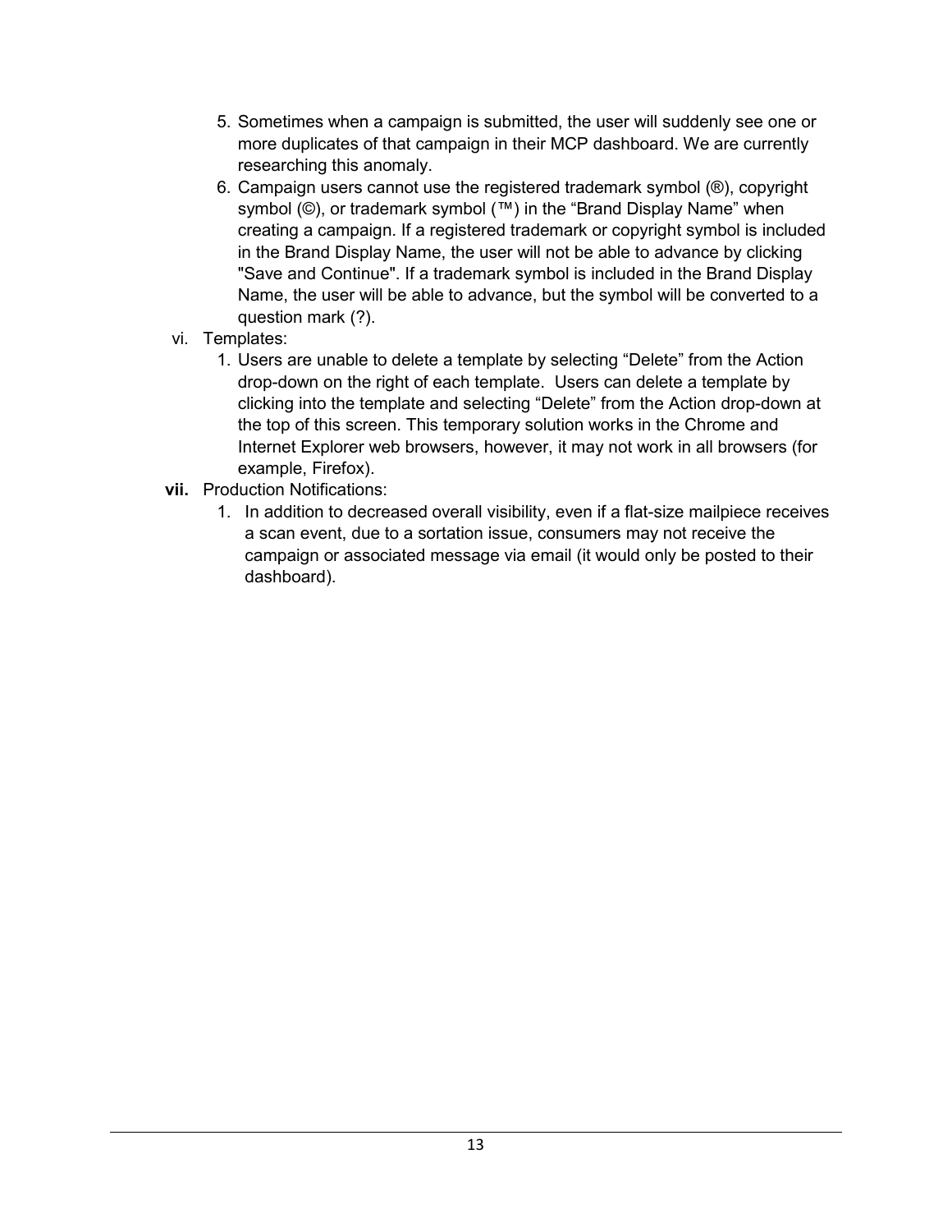5. Sometimes when a campaign is submitted, the user will suddenly see one or more duplicates of that campaign in their MCP dashboard. We are currently researching this anomaly.
6. Campaign users cannot use the registered trademark symbol (®), copyright symbol (©), or trademark symbol (™) in the “Brand Display Name” when creating a campaign. If a registered trademark or copyright symbol is included in the Brand Display Name, the user will not be able to advance by clicking "Save and Continue". If a trademark symbol is included in the Brand Display Name, the user will be able to advance, but the symbol will be converted to a question mark (?).

vi. Templates:

1. Users are unable to delete a template by selecting “Delete” from the Action drop-down on the right of each template. Users can delete a template by clicking into the template and selecting “Delete” from the Action drop-down at the top of this screen. This temporary solution works in the Chrome and Internet Explorer web browsers, however, it may not work in all browsers (for example, Firefox).

**vii.** Production Notifications:

1. In addition to decreased overall visibility, even if a flat-size mailpiece receives a scan event, due to a sortation issue, consumers may not receive the campaign or associated message via email (it would only be posted to their dashboard).